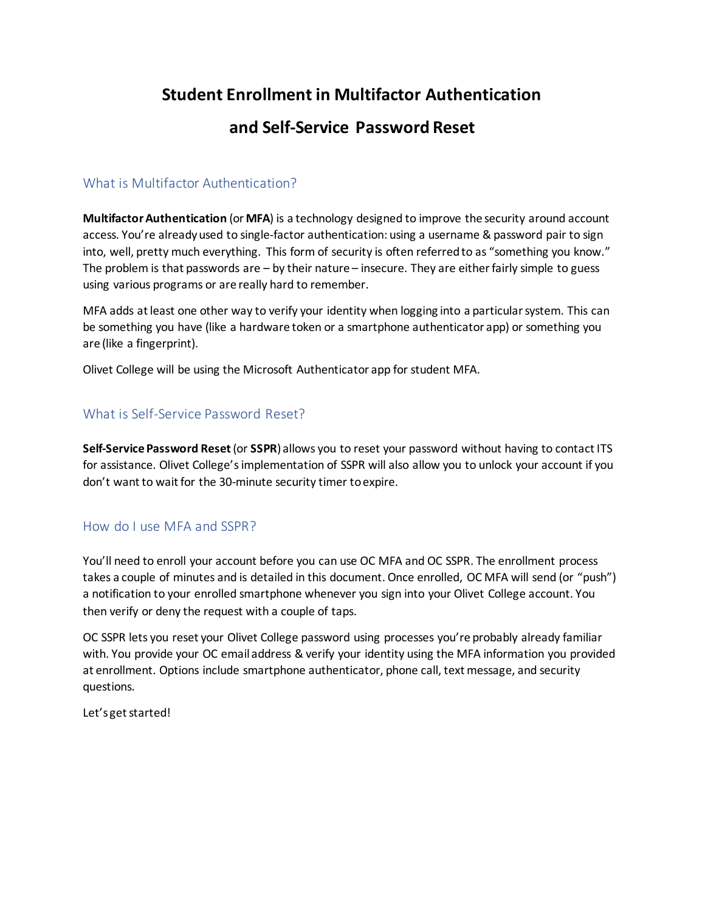# Student Enrollment in Multifactor Authentication and Self-Service Password Reset

## What is Multifactor Authentication?

**Multifactor Authentication** (or **MFA**) is a technology designed to improve the security around account access. You're already used to single-factor authentication: using a username & password pair to sign into, well, pretty much everything. This form of security is often referred to as "something you know." The problem is that passwords are – by their nature – insecure. They are either fairly simple to guess using various programs or are really hard to remember.

MFA adds at least one other way to verify your identity when logging into a particular system. This can be something you have (like a hardware token or a smartphone authenticator app) or something you are (like a fingerprint).

Olivet College will be using the Microsoft Authenticator app for student MFA.

## What is Self-Service Password Reset?

**Self-Service Password Reset** (or **SSPR**) allows you to reset your password without having to contact ITS for assistance. Olivet College's implementation of SSPR will also allow you to unlock your account if you don't want to wait for the 30-minute security timer to expire.

## How do I use MFA and SSPR?

You'll need to enroll your account before you can use OC MFA and OC SSPR. The enrollment process takes a couple of minutes and is detailed in this document. Once enrolled, OC MFA will send (or "push") a notification to your enrolled smartphone whenever you sign into your Olivet College account. You then verify or deny the request with a couple of taps.

OC SSPR lets you reset your Olivet College password using processes you're probably already familiar with. You provide your OC email address & verify your identity using the MFA information you provided at enrollment. Options include smartphone authenticator, phone call, text message, and security questions.

Let's get started!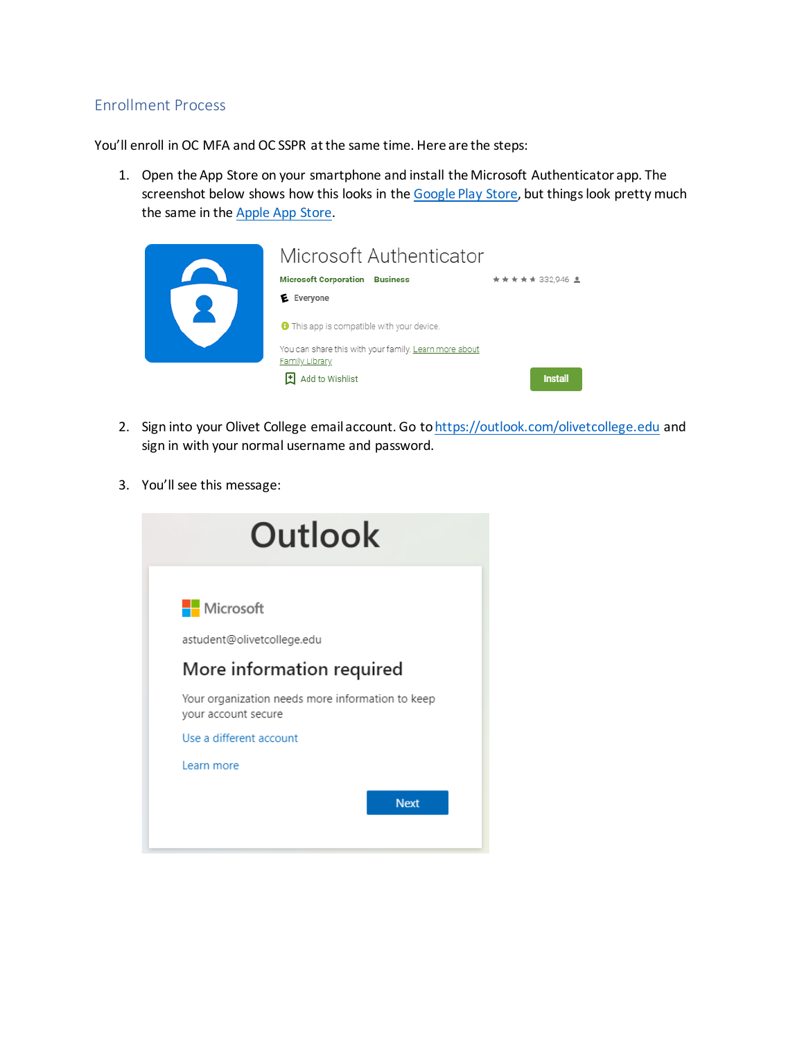## Enrollment Process

You'll enroll in OC MFA and OC SSPR at the same time. Here are the steps:

1. Open the App Store on your smartphone and install the Microsoft Authenticator app. The screenshot below shows how this looks in the [Google Play Store](), but things look pretty much the same in the [Apple App Store]().

2. Sign into your Olivet College email account. Go to [https://outlook.com/olivetcollege.edu](https://outlook.com/olivetcollege.edu) and sign in with your normal username and password.

3. You'll see this message: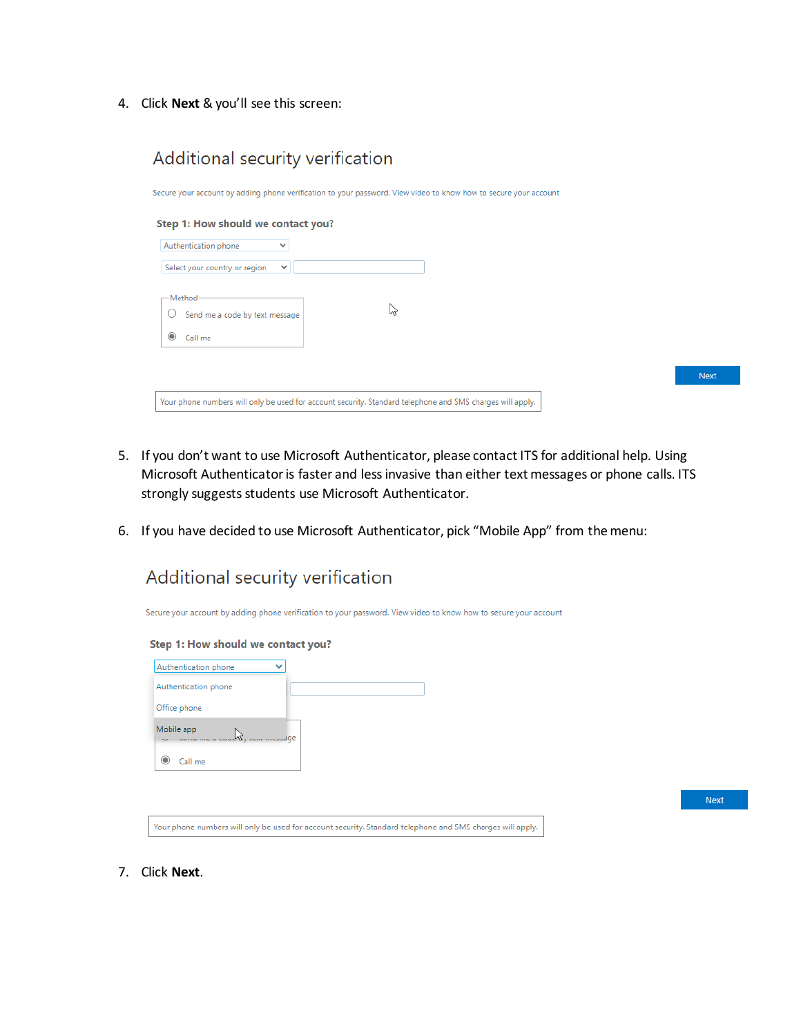4. Click **Next** & you'll see this screen:

   Additional security verification

   Secure your account by adding phone verification to your password. View video to know how to secure your account

   **Step 1: How should we contact you?**

   Authentication phone

   Select your country or region

   Method

   - Send me a code by text message
   - Call me

   Next

   Your phone numbers will only be used for account security. Standard telephone and SMS charges will apply.

5. If you don't want to use Microsoft Authenticator, please contact ITS for additional help. Using Microsoft Authenticator is faster and less invasive than either text messages or phone calls. ITS strongly suggests students use Microsoft Authenticator.

6. If you have decided to use Microsoft Authenticator, pick "Mobile App" from the menu:

   Additional security verification

   Secure your account by adding phone verification to your password. View video to know how to secure your account

   **Step 1: How should we contact you?**

   Authentication phone

   - Authentication phone
   - Office phone
   - Mobile app

   Call me

   Next

   Your phone numbers will only be used for account security. Standard telephone and SMS charges will apply.

7. Click **Next**.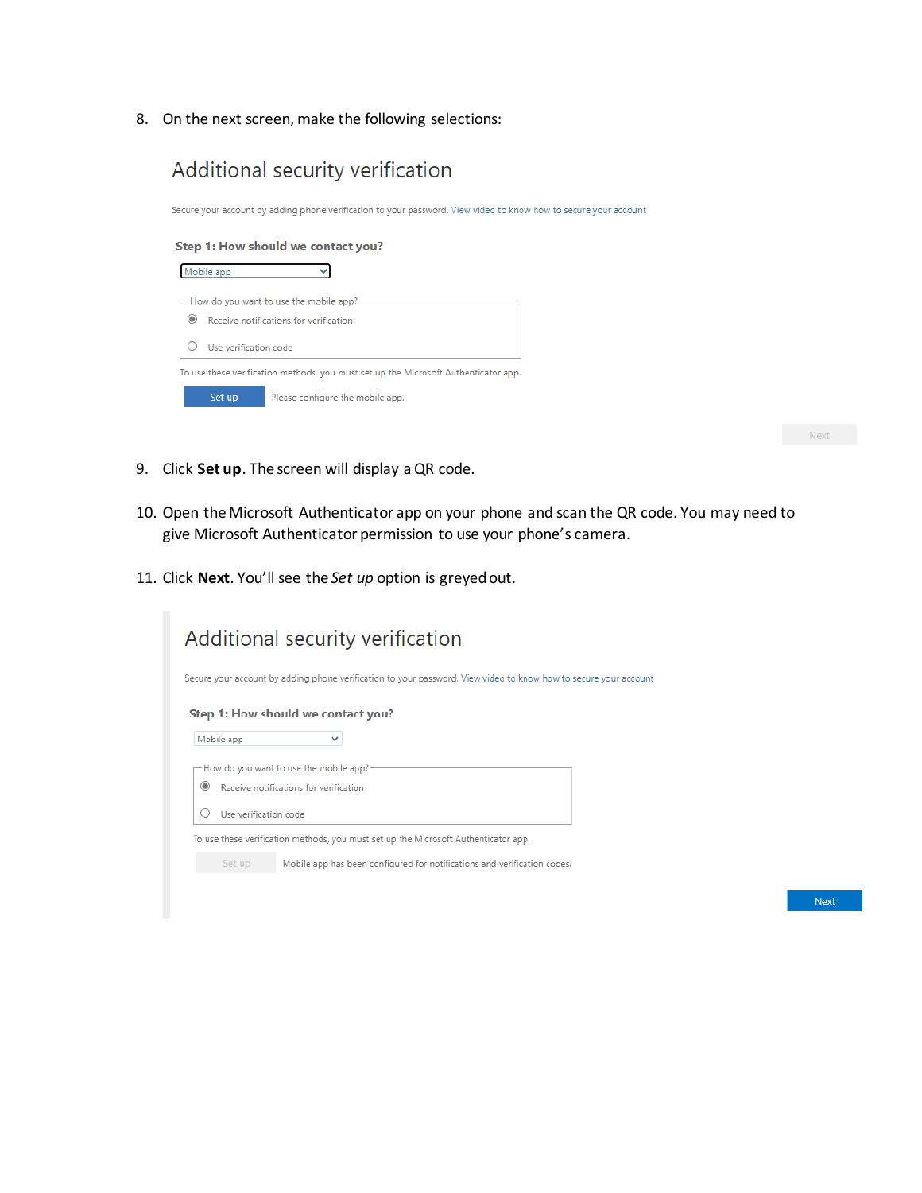8. On the next screen, make the following selections:

## Additional security verification

Secure your account by adding phone verification to your password. View video to know how to secure your account

**Step 1: How should we contact you?**

Mobile app

How do you want to use the mobile app?

- (●) Receive notifications for verification
- ( ) Use verification code

To use these verification methods, you must set up the Microsoft Authenticator app.

Set up — Please configure the mobile app.

Next

9. Click **Set up**. The screen will display a QR code.

10. Open the Microsoft Authenticator app on your phone and scan the QR code. You may need to give Microsoft Authenticator permission to use your phone's camera.

11. Click **Next**. You'll see the *Set up* option is greyed out.

## Additional security verification

Secure your account by adding phone verification to your password. View video to know how to secure your account

**Step 1: How should we contact you?**

Mobile app

How do you want to use the mobile app?

- (●) Receive notifications for verification
- ( ) Use verification code

To use these verification methods, you must set up the Microsoft Authenticator app.

Set up — Mobile app has been configured for notifications and verification codes.

Next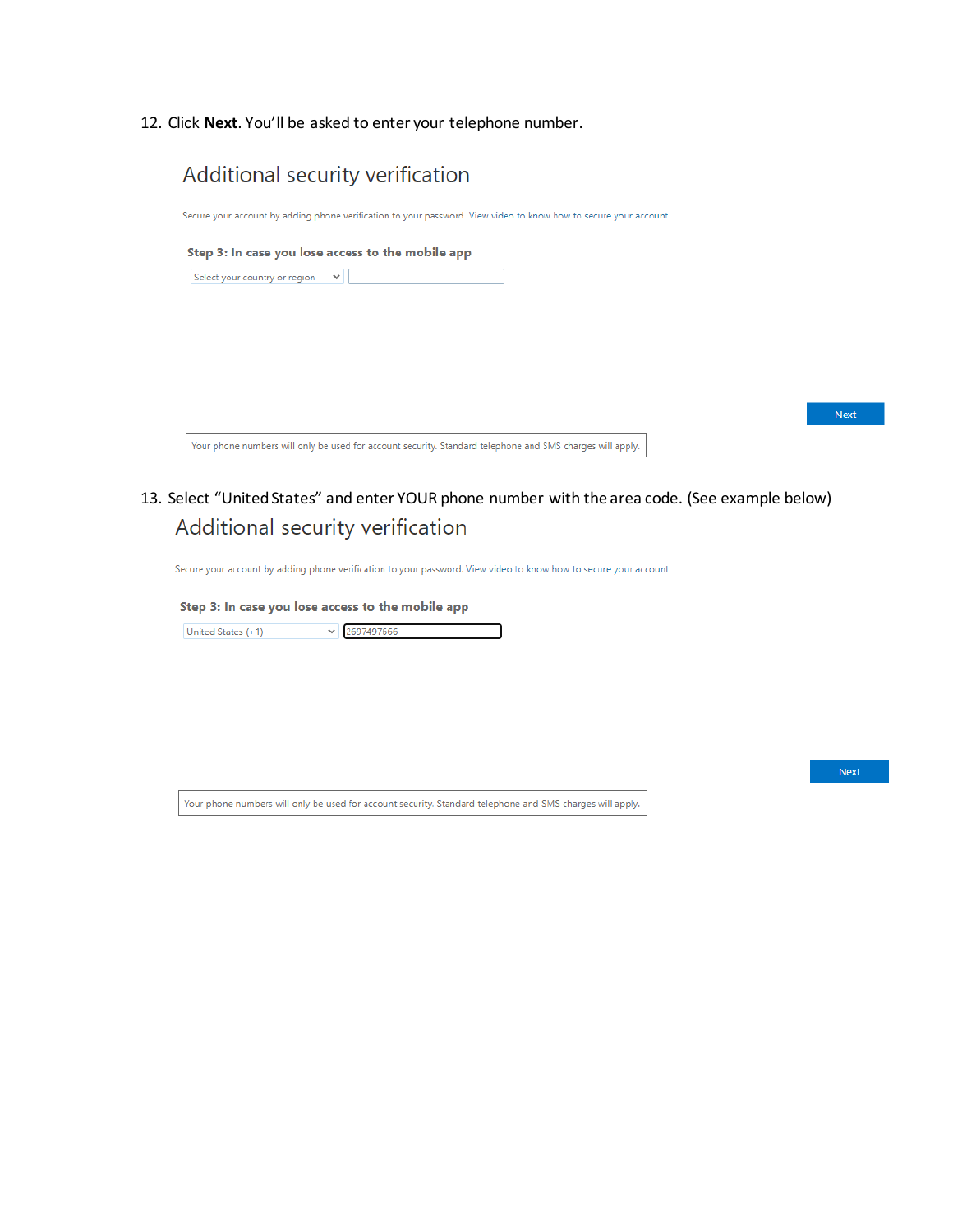12. Click **Next**. You'll be asked to enter your telephone number.

Additional security verification

Secure your account by adding phone verification to your password. View video to know how to secure your account

**Step 3: In case you lose access to the mobile app**

Select your country or region

Next

Your phone numbers will only be used for account security. Standard telephone and SMS charges will apply.

13. Select "United States" and enter YOUR phone number with the area code. (See example below)

Additional security verification

Secure your account by adding phone verification to your password. View video to know how to secure your account

**Step 3: In case you lose access to the mobile app**

United States (+1) 2697497666

Next

Your phone numbers will only be used for account security. Standard telephone and SMS charges will apply.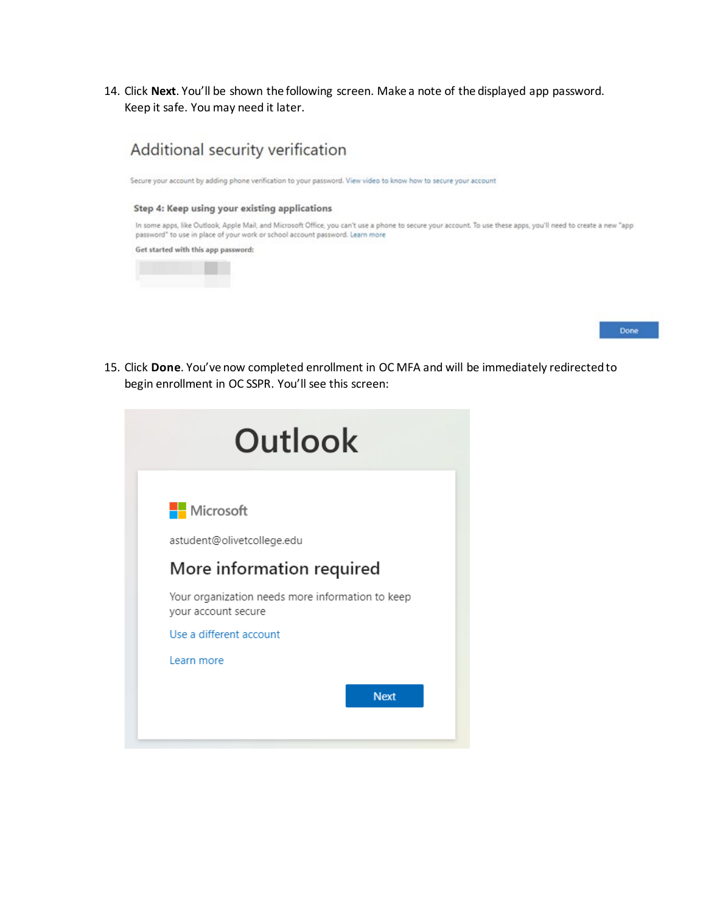14. Click **Next**. You'll be shown the following screen. Make a note of the displayed app password. Keep it safe. You may need it later.

Additional security verification

Secure your account by adding phone verification to your password. View video to know how to secure your account

**Step 4: Keep using your existing applications**

In some apps, like Outlook, Apple Mail, and Microsoft Office, you can't use a phone to secure your account. To use these apps, you'll need to create a new "app password" to use in place of your work or school account password. Learn more

**Get started with this app password:**

Done

15. Click **Done**. You've now completed enrollment in OC MFA and will be immediately redirected to begin enrollment in OC SSPR. You'll see this screen:

Outlook

Microsoft

astudent@olivetcollege.edu

More information required

Your organization needs more information to keep your account secure

Use a different account

Learn more

Next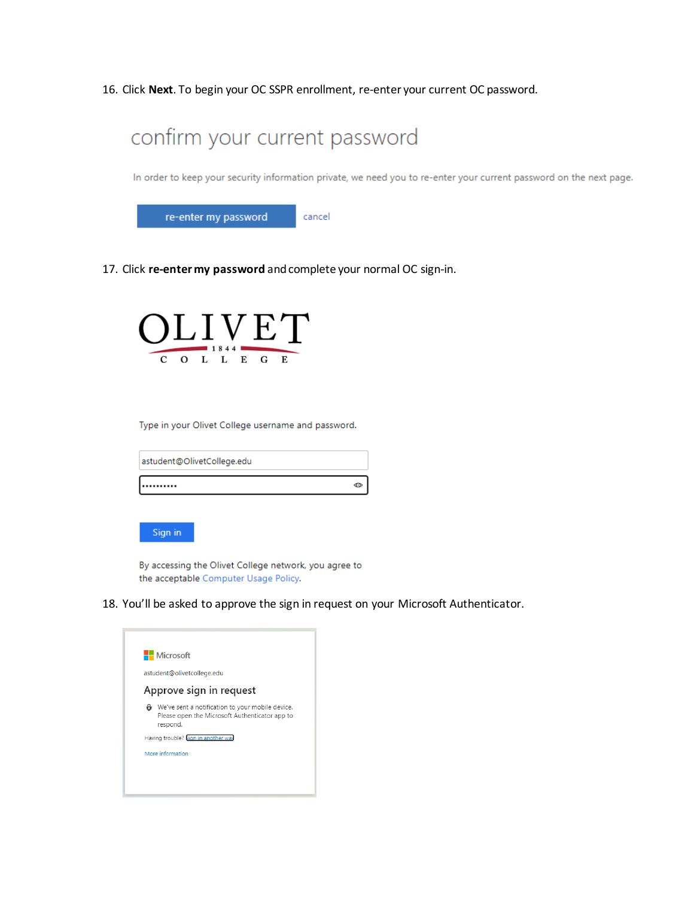16. Click **Next**. To begin your OC SSPR enrollment, re-enter your current OC password.

confirm your current password

In order to keep your security information private, we need you to re-enter your current password on the next page.

re-enter my password    cancel

17. Click **re-enter my password** and complete your normal OC sign-in.

OLIVET 1844 COLLEGE

Type in your Olivet College username and password.

astudent@OlivetCollege.edu

••••••••••

Sign in

By accessing the Olivet College network, you agree to the acceptable Computer Usage Policy.

18. You'll be asked to approve the sign in request on your Microsoft Authenticator.

Microsoft

astudent@olivetcollege.edu

Approve sign in request

We've sent a notification to your mobile device. Please open the Microsoft Authenticator app to respond.

Having trouble? Sign in another way

More information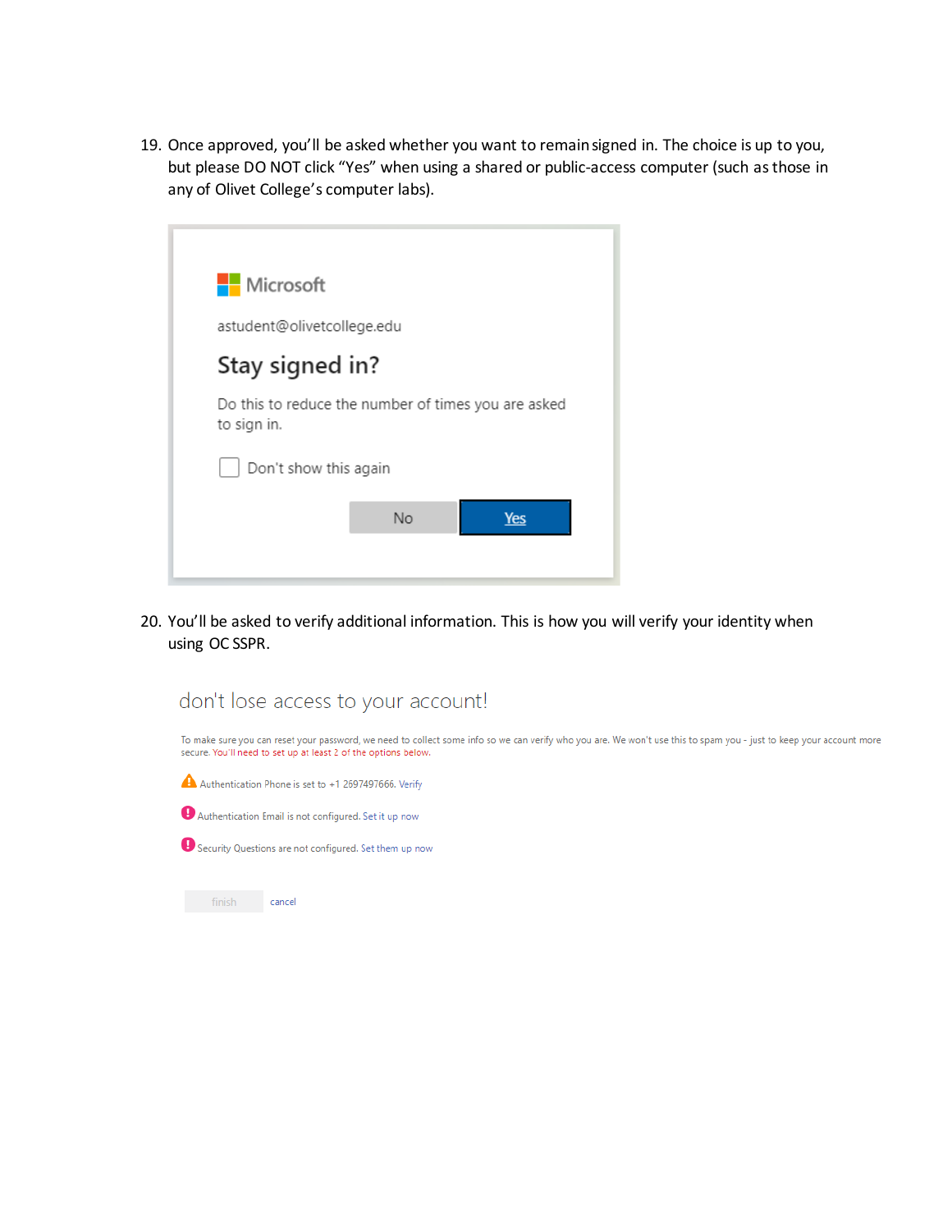19. Once approved, you'll be asked whether you want to remain signed in. The choice is up to you, but please DO NOT click "Yes" when using a shared or public-access computer (such as those in any of Olivet College's computer labs).

Microsoft

astudent@olivetcollege.edu

**Stay signed in?**

Do this to reduce the number of times you are asked to sign in.

☐ Don't show this again

No | Yes

20. You'll be asked to verify additional information. This is how you will verify your identity when using OC SSPR.

don't lose access to your account!

To make sure you can reset your password, we need to collect some info so we can verify who you are. We won't use this to spam you - just to keep your account more secure. You'll need to set up at least 2 of the options below.

Authentication Phone is set to +1 2697497666. Verify

Authentication Email is not configured. Set it up now

Security Questions are not configured. Set them up now

finish | cancel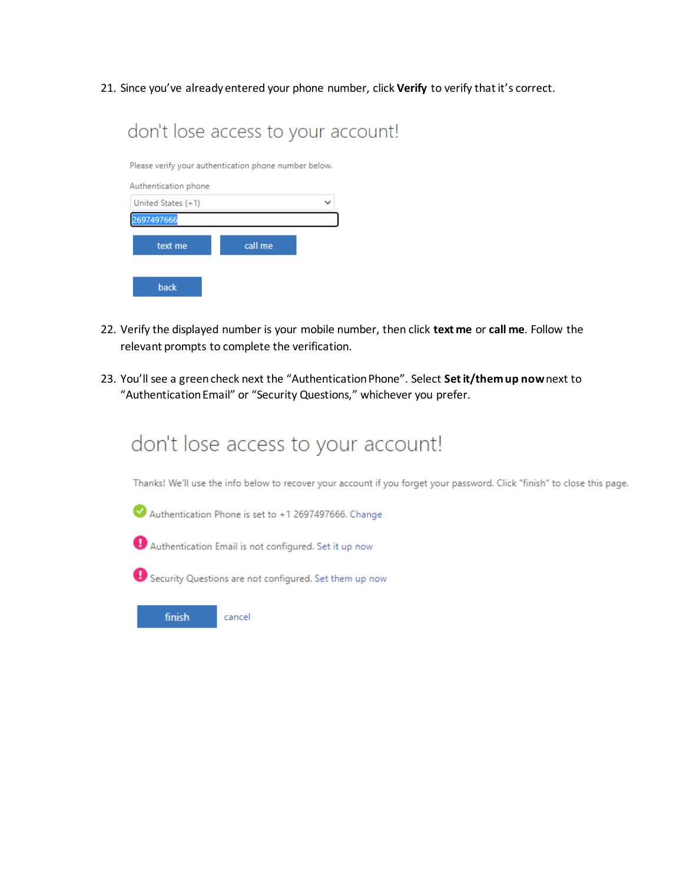21. Since you've already entered your phone number, click **Verify** to verify that it's correct.

don't lose access to your account!

Please verify your authentication phone number below.

Authentication phone

United States (+1)

2697497666

text me   call me

back

22. Verify the displayed number is your mobile number, then click **text me** or **call me**. Follow the relevant prompts to complete the verification.

23. You'll see a green check next the "Authentication Phone". Select **Set it/them up now** next to "Authentication Email" or "Security Questions," whichever you prefer.

don't lose access to your account!

Thanks! We'll use the info below to recover your account if you forget your password. Click "finish" to close this page.

Authentication Phone is set to +1 2697497666. Change

Authentication Email is not configured. Set it up now

Security Questions are not configured. Set them up now

finish   cancel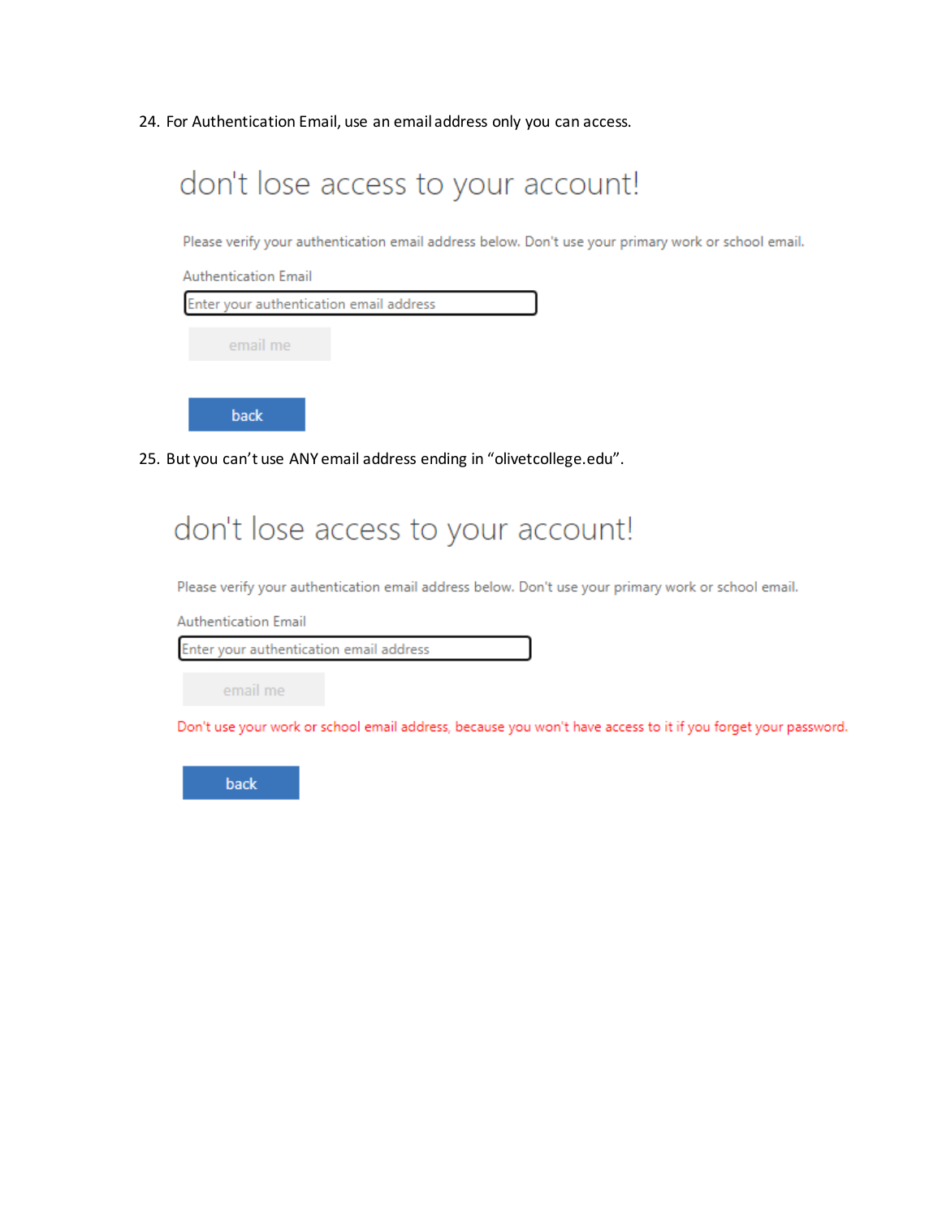24. For Authentication Email, use an email address only you can access.

## don't lose access to your account!

Please verify your authentication email address below. Don't use your primary work or school email.

Authentication Email

Enter your authentication email address

email me

back

25. But you can't use ANY email address ending in "olivetcollege.edu".

## don't lose access to your account!

Please verify your authentication email address below. Don't use your primary work or school email.

Authentication Email

Enter your authentication email address

email me

Don't use your work or school email address, because you won't have access to it if you forget your password.

back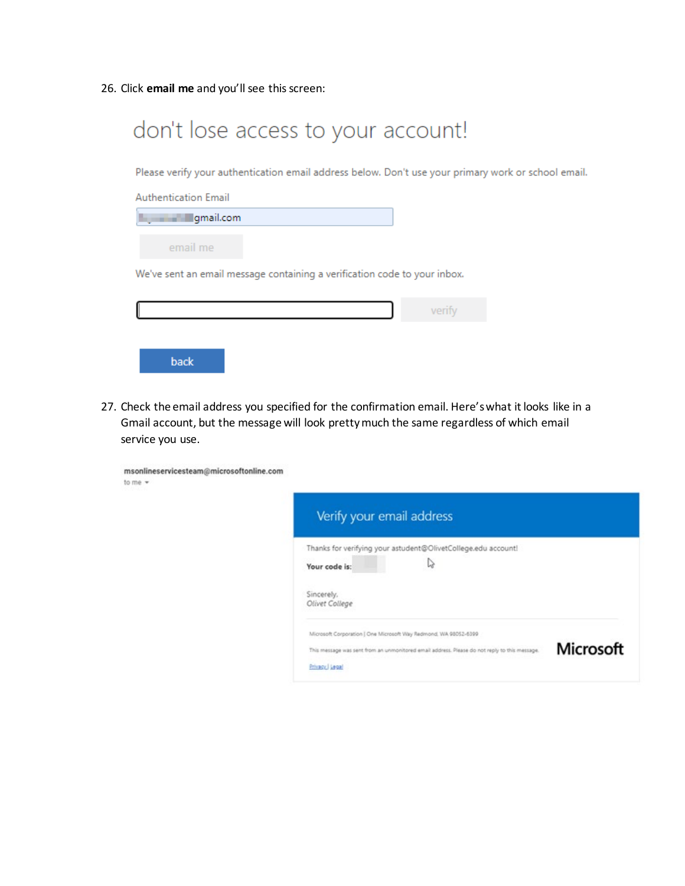26. Click **email me** and you'll see this screen:

don't lose access to your account!

Please verify your authentication email address below. Don't use your primary work or school email.

Authentication Email

gmail.com

email me

We've sent an email message containing a verification code to your inbox.

verify

back

27. Check the email address you specified for the confirmation email. Here's what it looks like in a Gmail account, but the message will look pretty much the same regardless of which email service you use.

msonlineservicesteam@microsoftonline.com

to me

Verify your email address

Thanks for verifying your astudent@OlivetCollege.edu account!

**Your code is:**

Sincerely,

*Olivet College*

Microsoft Corporation | One Microsoft Way Redmond, WA 98052-6399

This message was sent from an unmonitored email address. Please do not reply to this message.

Privacy | Legal

Microsoft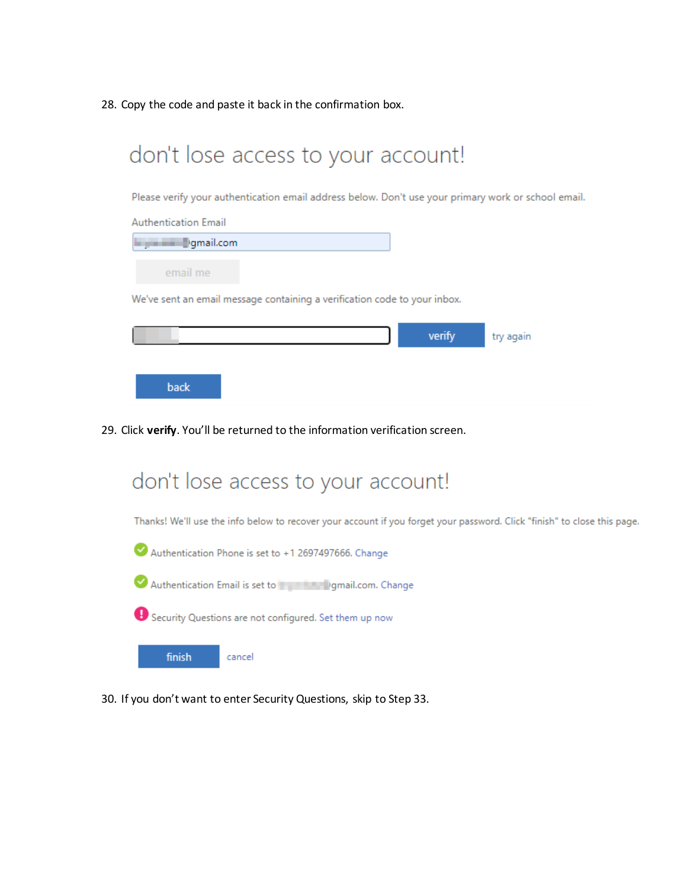28. Copy the code and paste it back in the confirmation box.

don't lose access to your account!

Please verify your authentication email address below. Don't use your primary work or school email.

Authentication Email

gmail.com

email me

We've sent an email message containing a verification code to your inbox.

verify try again

back

29. Click **verify**. You'll be returned to the information verification screen.

don't lose access to your account!

Thanks! We'll use the info below to recover your account if you forget your password. Click "finish" to close this page.

Authentication Phone is set to +1 2697497666. Change

Authentication Email is set to gmail.com. Change

Security Questions are not configured. Set them up now

finish cancel

30. If you don't want to enter Security Questions, skip to Step 33.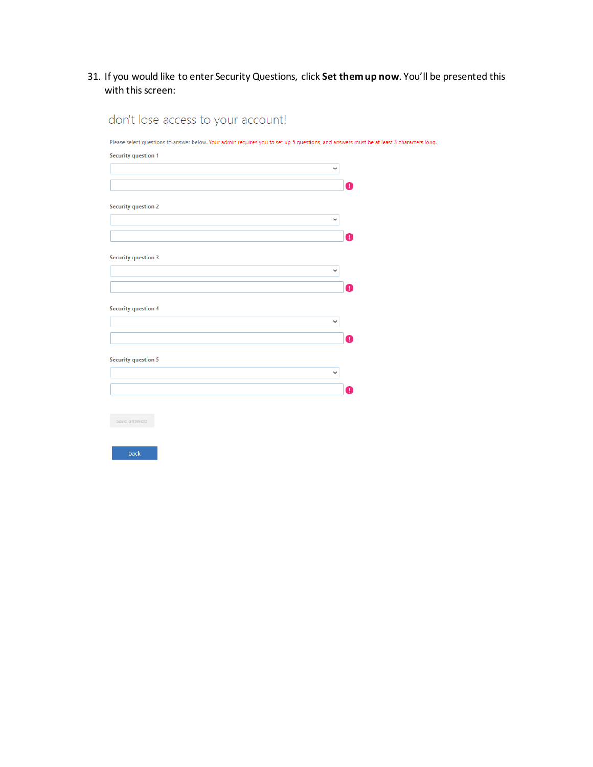31. If you would like to enter Security Questions, click **Set them up now**. You'll be presented this with this screen:

don't lose access to your account!

Please select questions to answer below. Your admin requires you to set up 5 questions, and answers must be at least 3 characters long.

Security question 1

Security question 2

Security question 3

Security question 4

Security question 5

save answers

back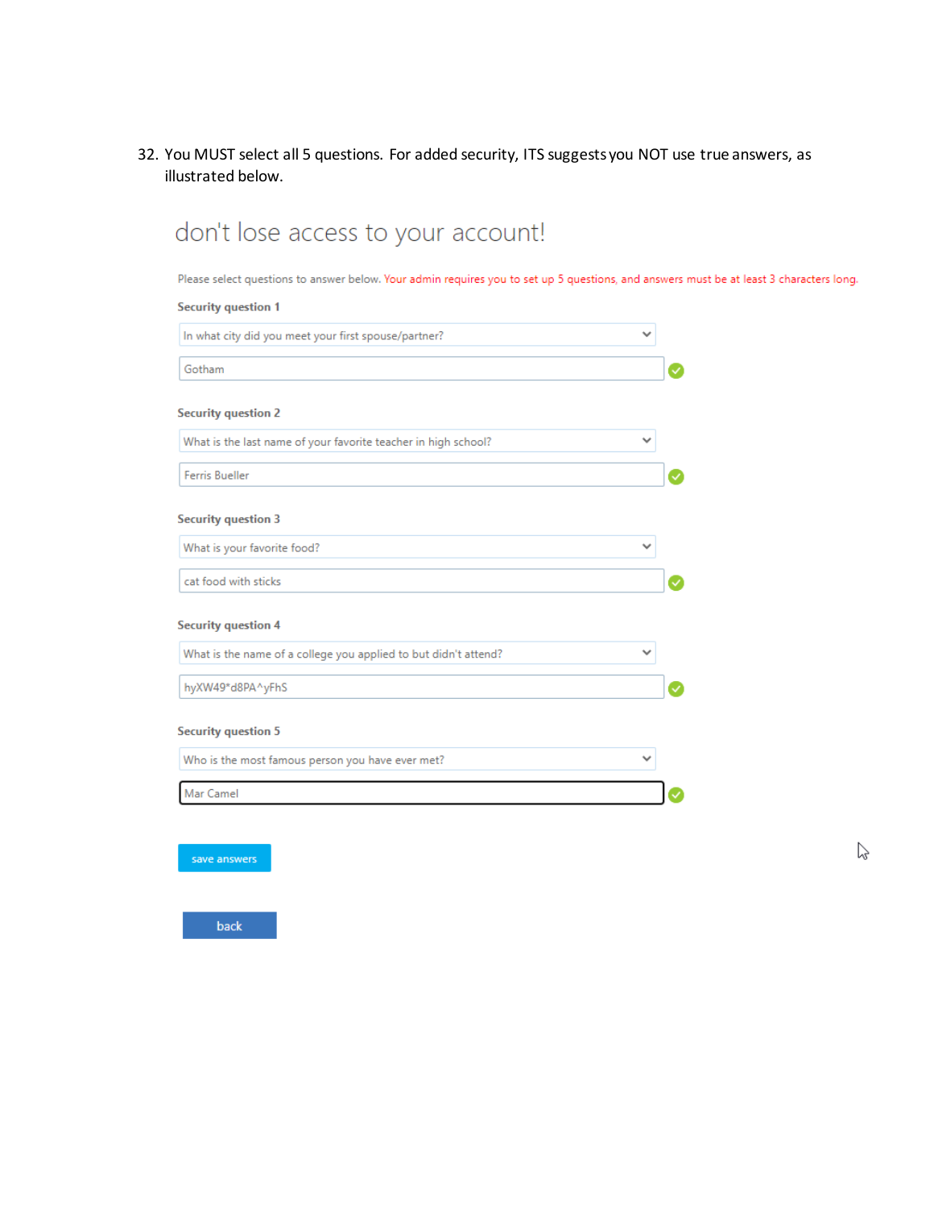32. You MUST select all 5 questions. For added security, ITS suggests you NOT use true answers, as illustrated below.

## don't lose access to your account!

Please select questions to answer below. Your admin requires you to set up 5 questions, and answers must be at least 3 characters long.

**Security question 1**

In what city did you meet your first spouse/partner?

Gotham

**Security question 2**

What is the last name of your favorite teacher in high school?

Ferris Bueller

**Security question 3**

What is your favorite food?

cat food with sticks

**Security question 4**

What is the name of a college you applied to but didn't attend?

hyXW49*d8PA^yFhS

**Security question 5**

Who is the most famous person you have ever met?

Mar Camel

save answers

back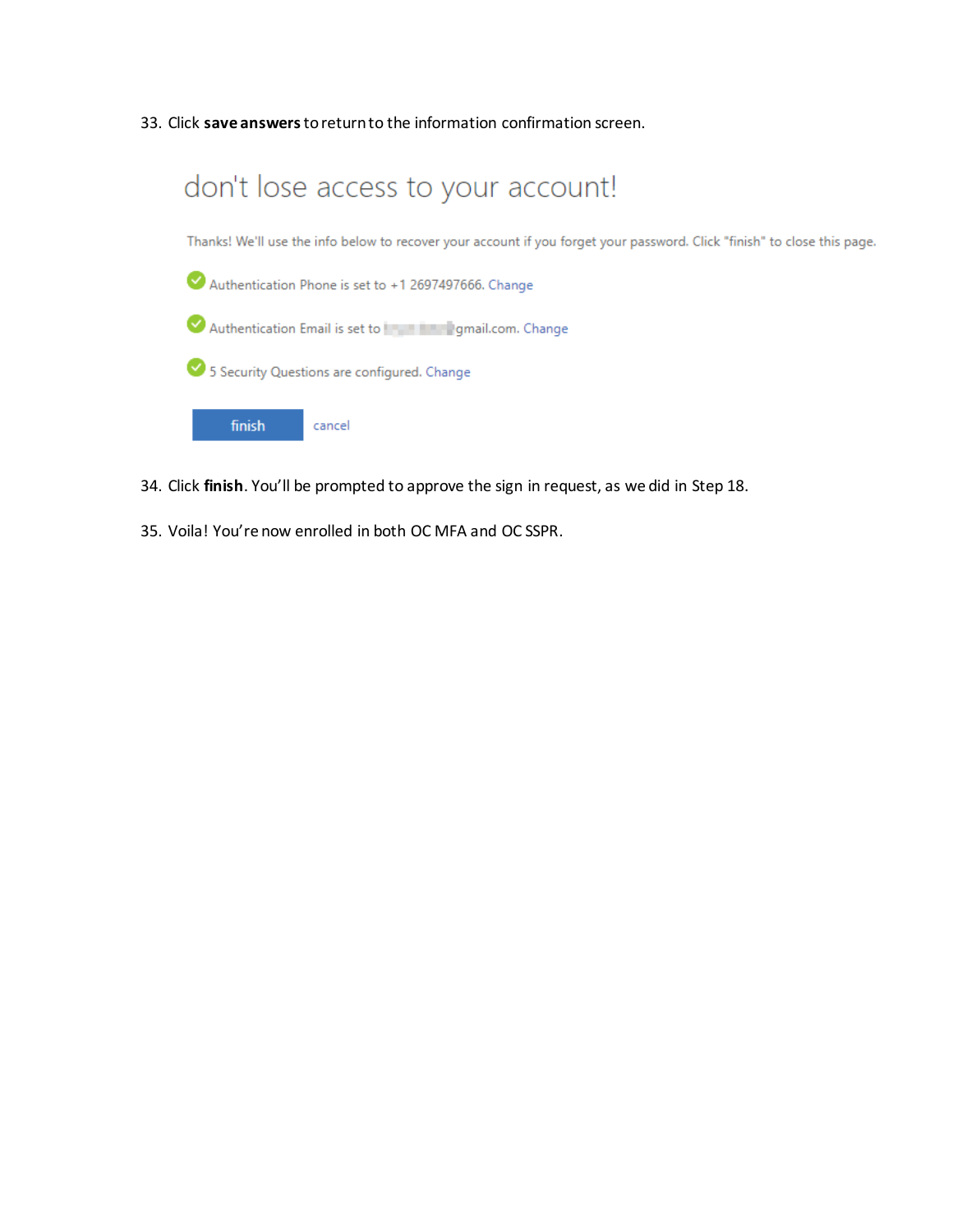33. Click **save answers** to return to the information confirmation screen.

# don't lose access to your account!

Thanks! We'll use the info below to recover your account if you forget your password. Click "finish" to close this page.

- Authentication Phone is set to +1 2697497666. Change
- Authentication Email is set to [blurred]gmail.com. Change
- 5 Security Questions are configured. Change

finish    cancel

34. Click **finish**. You'll be prompted to approve the sign in request, as we did in Step 18.

35. Voila! You're now enrolled in both OC MFA and OC SSPR.